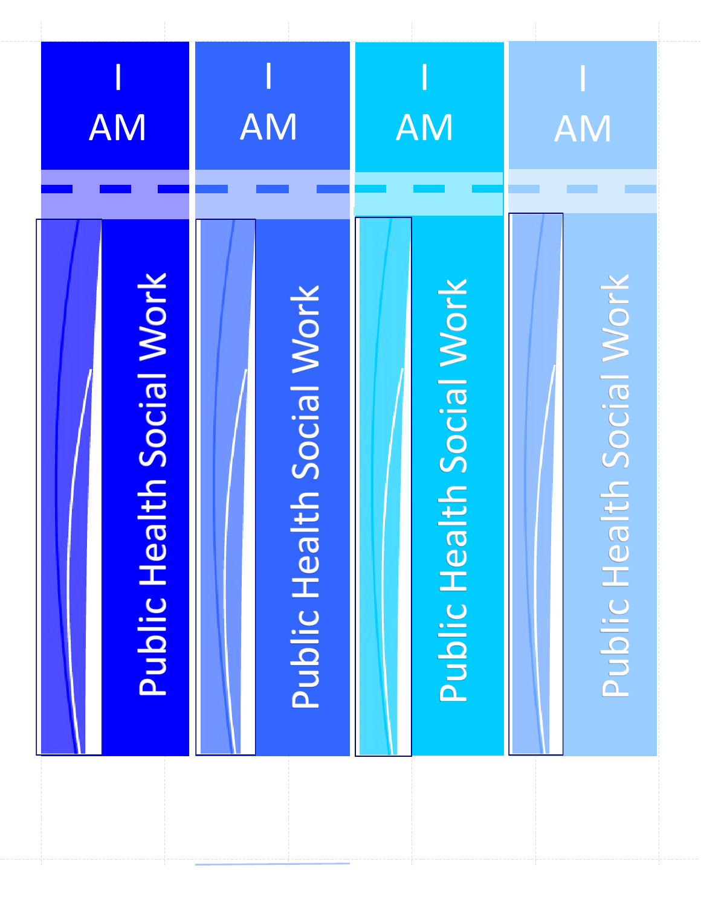I

AM

Public Health Social Work

I

AM

Public Health Social Work

I

AM

Public Health Social Work

I

AM

Public Health Social Work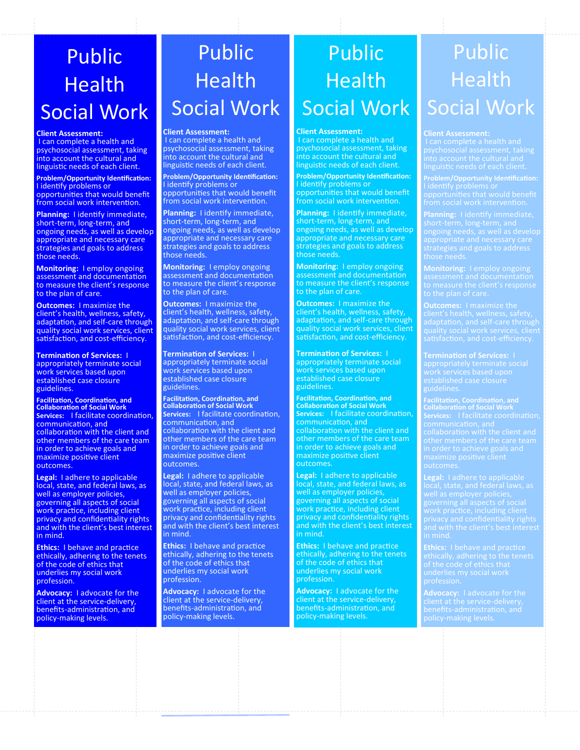# Public Health Social Work

**Client Assessment:** I can complete a health and psychosocial assessment, taking into account the cultural and linguistic needs of each client.

**Problem/Opportunity Identification:** I identify problems or opportunities that would benefit from social work intervention.

**Planning:** I identify immediate, short-term, long-term, and ongoing needs, as well as develop appropriate and necessary care strategies and goals to address those needs.

**Monitoring:** I employ ongoing assessment and documentation to measure the client's response to the plan of care.

**Outcomes:** I maximize the client's health, wellness, safety, adaptation, and self-care through quality social work services, client satisfaction, and cost-efficiency.

**Termination of Services:** I appropriately terminate social work services based upon established case closure guidelines.

**Facilitation, Coordination, and Collaboration of Social Work Services:** I facilitate coordination, communication, and collaboration with the client and other members of the care team in order to achieve goals and maximize positive client outcomes.

**Legal:** I adhere to applicable local, state, and federal laws, as well as employer policies, governing all aspects of social work practice, including client privacy and confidentiality rights and with the client's best interest in mind.

**Ethics:** I behave and practice ethically, adhering to the tenets of the code of ethics that underlies my social work profession.

**Advocacy:** I advocate for the client at the service-delivery, benefits-administration, and policy-making levels.

# Public Health Social Work

**Client Assessment:** I can complete a health and psychosocial assessment, taking into account the cultural and linguistic needs of each client.

**Problem/Opportunity Identification:** I identify problems or opportunities that would benefit from social work intervention.

**Planning:** I identify immediate, short-term, long-term, and ongoing needs, as well as develop appropriate and necessary care strategies and goals to address those needs.

**Monitoring:** I employ ongoing assessment and documentation to measure the client's response to the plan of care.

**Outcomes:** I maximize the client's health, wellness, safety, adaptation, and self-care through quality social work services, client satisfaction, and cost-efficiency.

**Termination of Services:** I appropriately terminate social work services based upon established case closure guidelines.

**Facilitation, Coordination, and Collaboration of Social Work Services:** I facilitate coordination, communication, and collaboration with the client and other members of the care team in order to achieve goals and maximize positive client outcomes.

**Legal:** I adhere to applicable local, state, and federal laws, as well as employer policies, governing all aspects of social work practice, including client privacy and confidentiality rights and with the client's best interest in mind.

**Ethics:** I behave and practice ethically, adhering to the tenets of the code of ethics that underlies my social work profession.

**Advocacy:** I advocate for the client at the service-delivery, benefits-administration, and policy-making levels.

# Public Health Social Work

**Client Assessment:** I can complete a health and psychosocial assessment, taking into account the cultural and linguistic needs of each client.

**Problem/Opportunity Identification:** I identify problems or opportunities that would benefit from social work intervention.

**Planning:** I identify immediate, short-term, long-term, and ongoing needs, as well as develop appropriate and necessary care strategies and goals to address those needs.

**Monitoring:** I employ ongoing assessment and documentation to measure the client's response to the plan of care.

**Outcomes:** I maximize the client's health, wellness, safety, adaptation, and self-care through quality social work services, client satisfaction, and cost-efficiency.

**Termination of Services:** I appropriately terminate social work services based upon established case closure guidelines.

**Facilitation, Coordination, and Collaboration of Social Work Services:** I facilitate coordination, communication, and collaboration with the client and other members of the care team in order to achieve goals and maximize positive client outcomes.

**Legal:** I adhere to applicable local, state, and federal laws, as well as employer policies, governing all aspects of social work practice, including client privacy and confidentiality rights and with the client's best interest in mind.

**Ethics:** I behave and practice ethically, adhering to the tenets of the code of ethics that underlies my social work profession.

**Advocacy:** I advocate for the client at the service-delivery, benefits-administration, and policy-making levels.

# Public Health Social Work

**Client Assessment:** I can complete a health and psychosocial assessment, taking into account the cultural and linguistic needs of each client.

**Problem/Opportunity Identification:** I identify problems or opportunities that would benefit from social work intervention.

**Planning:** I identify immediate, short-term, long-term, and ongoing needs, as well as develop appropriate and necessary care strategies and goals to address those needs.

**Monitoring:** I employ ongoing assessment and documentation to measure the client's response to the plan of care.

**Outcomes:** I maximize the client's health, wellness, safety, adaptation, and self-care through quality social work services, client satisfaction, and cost-efficiency.

**Termination of Services:** I appropriately terminate social work services based upon established case closure guidelines.

**Facilitation, Coordination, and Collaboration of Social Work Services:** I facilitate coordination, communication, and collaboration with the client and other members of the care team in order to achieve goals and maximize positive client outcomes.

**Legal:** I adhere to applicable local, state, and federal laws, as well as employer policies, governing all aspects of social work practice, including client privacy and confidentiality rights and with the client's best interest in mind.

**Ethics:** I behave and practice ethically, adhering to the tenets of the code of ethics that underlies my social work profession.

**Advocacy:** I advocate for the client at the service-delivery, benefits-administration, and policy-making levels.